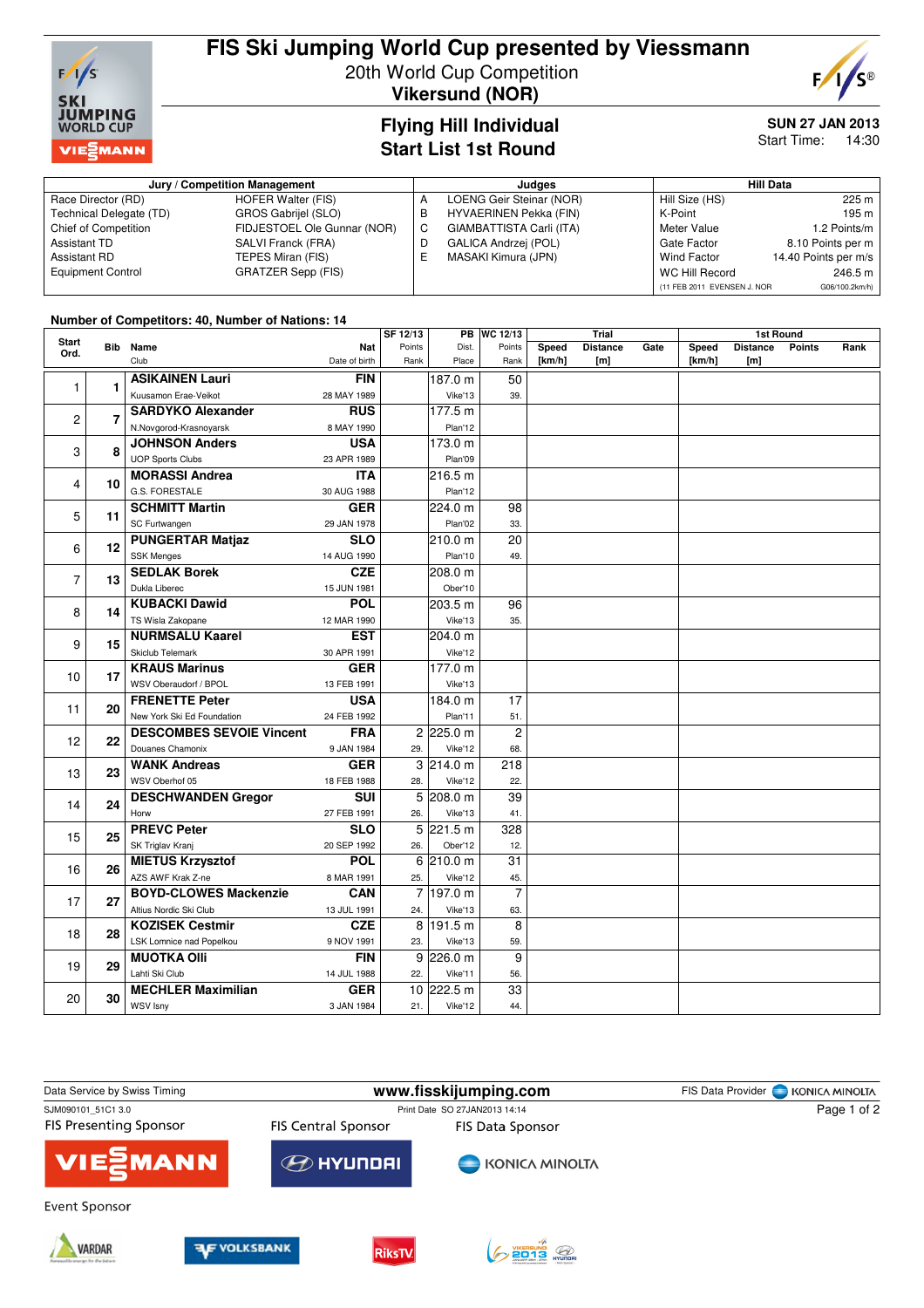# FIS Ski Jumping World Cup presented by Viessmann

20th World Cup Competition
**Vikersund (NOR)**

## Flying Hill Individual
## Start List 1st Round

**SUN 27 JAN 2013**
Start Time: 14:30

| Jury / Competition Management | | Judges | | Hill Data | |
|---|---|---|---|---|---|
| Race Director (RD) | HOFER Walter (FIS) | A | LOENG Geir Steinar (NOR) | Hill Size (HS) | 225 m |
| Technical Delegate (TD) | GROS Gabrijel (SLO) | B | HYVAERINEN Pekka (FIN) | K-Point | 195 m |
| Chief of Competition | FIDJESTOEL Ole Gunnar (NOR) | C | GIAMBATTISTA Carli (ITA) | Meter Value | 1.2 Points/m |
| Assistant TD | SALVI Franck (FRA) | D | GALICA Andrzej (POL) | Gate Factor | 8.10 Points per m |
| Assistant RD | TEPES Miran (FIS) | E | MASAKI Kimura (JPN) | Wind Factor | 14.40 Points per m/s |
| Equipment Control | GRATZER Sepp (FIS) | | | WC Hill Record | 246.5 m |
| | | | | (11 FEB 2011 EVENSEN J. NOR | G06/100.2km/h) |

Number of Competitors: 40, Number of Nations: 14

| Start Ord. | Bib | Name / Club | Nat / Date of birth | SF 12/13 Points / Rank | PB Dist. / Place | WC 12/13 Points / Rank | Trial Speed [km/h] | Trial Distance [m] | Trial Gate | 1st Round Speed [km/h] | 1st Round Distance [m] | Points | Rank |
|---|---|---|---|---|---|---|---|---|---|---|---|---|---|
| 1 | 1 | **ASIKAINEN Lauri** / Kuusamon Erae-Veikot | **FIN** / 28 MAY 1989 | | 187.0 m / Vike'13 | 50 / 39. | | | | | | | |
| 2 | 7 | **SARDYKO Alexander** / N.Novgorod-Krasnoyarsk | **RUS** / 8 MAY 1990 | | 177.5 m / Plan'12 | | | | | | | | |
| 3 | 8 | **JOHNSON Anders** / UOP Sports Clubs | **USA** / 23 APR 1989 | | 173.0 m / Plan'09 | | | | | | | | |
| 4 | 10 | **MORASSI Andrea** / G.S. FORESTALE | **ITA** / 30 AUG 1988 | | 216.5 m / Plan'12 | | | | | | | | |
| 5 | 11 | **SCHMITT Martin** / SC Furtwangen | **GER** / 29 JAN 1978 | | 224.0 m / Plan'02 | 98 / 33. | | | | | | | |
| 6 | 12 | **PUNGERTAR Matjaz** / SSK Menges | **SLO** / 14 AUG 1990 | | 210.0 m / Plan'10 | 20 / 49. | | | | | | | |
| 7 | 13 | **SEDLAK Borek** / Dukla Liberec | **CZE** / 15 JUN 1981 | | 208.0 m / Ober'10 | | | | | | | | |
| 8 | 14 | **KUBACKI Dawid** / TS Wisla Zakopane | **POL** / 12 MAR 1990 | | 203.5 m / Vike'13 | 96 / 35. | | | | | | | |
| 9 | 15 | **NURMSALU Kaarel** / Skiclub Telemark | **EST** / 30 APR 1991 | | 204.0 m / Vike'12 | | | | | | | | |
| 10 | 17 | **KRAUS Marinus** / WSV Oberaudorf / BPOL | **GER** / 13 FEB 1991 | | 177.0 m / Vike'13 | | | | | | | | |
| 11 | 20 | **FRENETTE Peter** / New York Ski Ed Foundation | **USA** / 24 FEB 1992 | | 184.0 m / Plan'11 | 17 / 51. | | | | | | | |
| 12 | 22 | **DESCOMBES SEVOIE Vincent** / Douanes Chamonix | **FRA** / 9 JAN 1984 | 2 / 29. | 225.0 m / Vike'12 | 2 / 68. | | | | | | | |
| 13 | 23 | **WANK Andreas** / WSV Oberhof 05 | **GER** / 18 FEB 1988 | 3 / 28. | 214.0 m / Vike'12 | 218 / 22. | | | | | | | |
| 14 | 24 | **DESCHWANDEN Gregor** / Horw | **SUI** / 27 FEB 1991 | 5 / 26. | 208.0 m / Vike'13 | 39 / 41. | | | | | | | |
| 15 | 25 | **PREVC Peter** / SK Triglav Kranj | **SLO** / 20 SEP 1992 | 5 / 26. | 221.5 m / Ober'12 | 328 / 12. | | | | | | | |
| 16 | 26 | **MIETUS Krzysztof** / AZS AWF Krak Z-ne | **POL** / 8 MAR 1991 | 6 / 25. | 210.0 m / Vike'12 | 31 / 45. | | | | | | | |
| 17 | 27 | **BOYD-CLOWES Mackenzie** / Altius Nordic Ski Club | **CAN** / 13 JUL 1991 | 7 / 24. | 197.0 m / Vike'13 | 7 / 63. | | | | | | | |
| 18 | 28 | **KOZISEK Cestmir** / LSK Lomnice nad Popelkou | **CZE** / 9 NOV 1991 | 8 / 23. | 191.5 m / Vike'13 | 8 / 59. | | | | | | | |
| 19 | 29 | **MUOTKA Olli** / Lahti Ski Club | **FIN** / 14 JUL 1988 | 9 / 22. | 226.0 m / Vike'11 | 9 / 56. | | | | | | | |
| 20 | 30 | **MECHLER Maximilian** / WSV Isny | **GER** / 3 JAN 1984 | 10 / 21. | 222.5 m / Vike'12 | 33 / 44. | | | | | | | |

Data Service by Swiss Timing — www.fisskijumping.com — FIS Data Provider KONICA MINOLTA

SJM090101_51C1 3.0 — Print Date SO 27JAN2013 14:14

FIS Presenting Sponsor: VIESSMANN — FIS Central Sponsor: HYUNDAI — FIS Data Sponsor: KONICA MINOLTA

Event Sponsor: VARDAR, VOLKSBANK, RiksTV, VIKERSUND 2013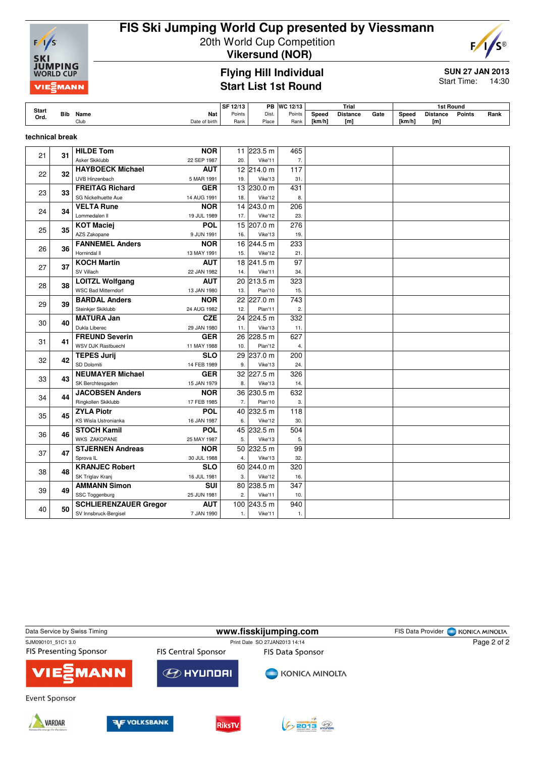# FIS Ski Jumping World Cup presented by Viessmann

20th World Cup Competition
**Vikersund (NOR)**

## Flying Hill Individual
## Start List 1st Round

**SUN 27 JAN 2013**
Start Time: 14:30

| Start Ord. | Bib | Name / Club | Nat / Date of birth | SF 12/13 Points / Rank | PB Dist. / Place | WC 12/13 Points / Rank | Trial Speed [km/h] | Trial Distance [m] | Trial Gate | 1st Round Speed [km/h] | 1st Round Distance [m] | 1st Round Points | 1st Round Rank |
|---|---|---|---|---|---|---|---|---|---|---|---|---|---|
| **technical break** | | | | | | | | | | | | | |
| 21 | 31 | **HILDE Tom** / Asker Skiklubb | **NOR** / 22 SEP 1987 | 11 / 20. | 223.5 m / Vike'11 | 465 / 7. | | | | | | | |
| 22 | 32 | **HAYBOECK Michael** / UVB Hinzenbach | **AUT** / 5 MAR 1991 | 12 / 19. | 214.0 m / Vike'13 | 117 / 31. | | | | | | | |
| 23 | 33 | **FREITAG Richard** / SG Nickelhuette Aue | **GER** / 14 AUG 1991 | 13 / 18. | 230.0 m / Vike'12 | 431 / 8. | | | | | | | |
| 24 | 34 | **VELTA Rune** / Lommedalen Il | **NOR** / 19 JUL 1989 | 14 / 17. | 243.0 m / Vike'12 | 206 / 23. | | | | | | | |
| 25 | 35 | **KOT Maciej** / AZS Zakopane | **POL** / 9 JUN 1991 | 15 / 16. | 207.0 m / Vike'13 | 276 / 19. | | | | | | | |
| 26 | 36 | **FANNEMEL Anders** / Hornindal Il | **NOR** / 13 MAY 1991 | 16 / 15. | 244.5 m / Vike'12 | 233 / 21. | | | | | | | |
| 27 | 37 | **KOCH Martin** / SV Villach | **AUT** / 22 JAN 1982 | 18 / 14. | 241.5 m / Vike'11 | 97 / 34. | | | | | | | |
| 28 | 38 | **LOITZL Wolfgang** / WSC Bad Mitterndorf | **AUT** / 13 JAN 1980 | 20 / 13. | 213.5 m / Plan'10 | 323 / 15. | | | | | | | |
| 29 | 39 | **BARDAL Anders** / Steinkjer Skiklubb | **NOR** / 24 AUG 1982 | 22 / 12. | 227.0 m / Plan'11 | 743 / 2. | | | | | | | |
| 30 | 40 | **MATURA Jan** / Dukla Liberec | **CZE** / 29 JAN 1980 | 24 / 11. | 224.5 m / Vike'13 | 332 / 11. | | | | | | | |
| 31 | 41 | **FREUND Severin** / WSV DJK Rastbuechl | **GER** / 11 MAY 1988 | 26 / 10. | 228.5 m / Plan'12 | 627 / 4. | | | | | | | |
| 32 | 42 | **TEPES Jurij** / SD Dolomiti | **SLO** / 14 FEB 1989 | 29 / 9. | 237.0 m / Vike'13 | 200 / 24. | | | | | | | |
| 33 | 43 | **NEUMAYER Michael** / SK Berchtesgaden | **GER** / 15 JAN 1979 | 32 / 8. | 227.5 m / Vike'13 | 326 / 14. | | | | | | | |
| 34 | 44 | **JACOBSEN Anders** / Ringkollen Skiklubb | **NOR** / 17 FEB 1985 | 36 / 7. | 230.5 m / Plan'10 | 632 / 3. | | | | | | | |
| 35 | 45 | **ZYLA Piotr** / KS Wisla Ustronianka | **POL** / 16 JAN 1987 | 40 / 6. | 232.5 m / Vike'12 | 118 / 30. | | | | | | | |
| 36 | 46 | **STOCH Kamil** / WKS ZAKOPANE | **POL** / 25 MAY 1987 | 45 / 5. | 232.5 m / Vike'13 | 504 / 5. | | | | | | | |
| 37 | 47 | **STJERNEN Andreas** / Sprova IL | **NOR** / 30 JUL 1988 | 50 / 4. | 232.5 m / Vike'13 | 99 / 32. | | | | | | | |
| 38 | 48 | **KRANJEC Robert** / SK Triglav Kranj | **SLO** / 16 JUL 1981 | 60 / 3. | 244.0 m / Vike'12 | 320 / 16. | | | | | | | |
| 39 | 49 | **AMMANN Simon** / SSC Toggenburg | **SUI** / 25 JUN 1981 | 80 / 2. | 238.5 m / Vike'11 | 347 / 10. | | | | | | | |
| 40 | 50 | **SCHLIERENZAUER Gregor** / SV Innsbruck-Bergisel | **AUT** / 7 JAN 1990 | 100 / 1. | 243.5 m / Vike'11 | 940 / 1. | | | | | | | |

Data Service by Swiss Timing — www.fisskijumping.com — FIS Data Provider KONICA MINOLTA

SJM090101_51C1 3.0 — Print Date SO 27JAN2013 14:14

FIS Presenting Sponsor: VIESSMANN — FIS Central Sponsor: HYUNDAI — FIS Data Sponsor: KONICA MINOLTA

Event Sponsor: VARDAR, VOLKSBANK, RiksTV, VIKERSUND 2013, HYUNDAI